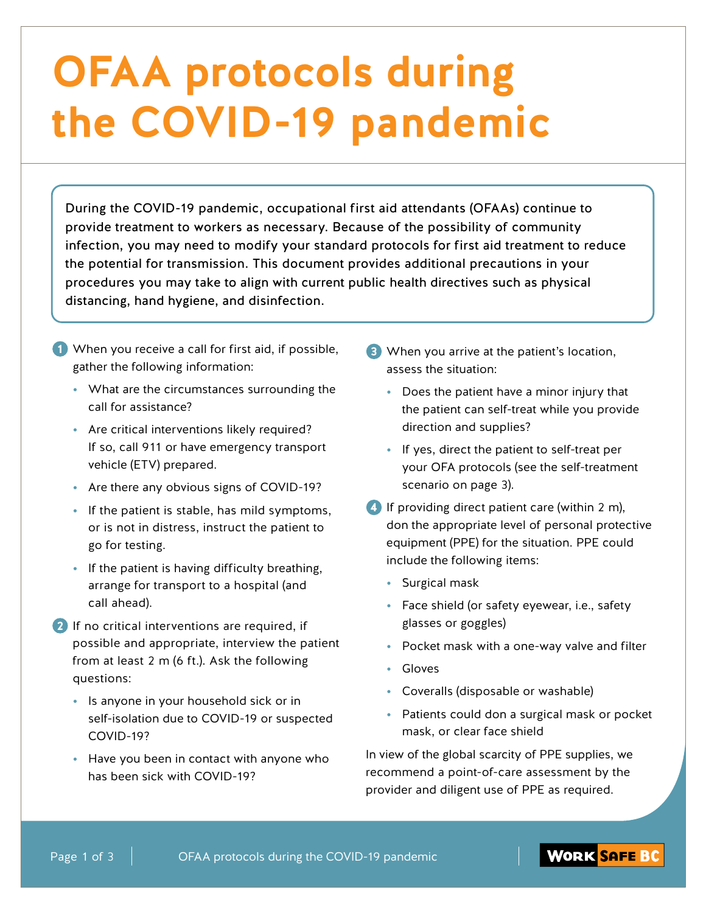# OFAA protocols during the COVID-19 pandemic

During the COVID-19 pandemic, occupational first aid attendants (OFAAs) continue to provide treatment to workers as necessary. Because of the possibility of community infection, you may need to modify your standard protocols for first aid treatment to reduce the potential for transmission. This document provides additional precautions in your procedures you may take to align with current public health directives such as physical distancing, hand hygiene, and disinfection.

1. When you receive a call for first aid, if possible, gather the following information:
   - What are the circumstances surrounding the call for assistance?
   - Are critical interventions likely required? If so, call 911 or have emergency transport vehicle (ETV) prepared.
   - Are there any obvious signs of COVID-19?
   - If the patient is stable, has mild symptoms, or is not in distress, instruct the patient to go for testing.
   - If the patient is having difficulty breathing, arrange for transport to a hospital (and call ahead).

2. If no critical interventions are required, if possible and appropriate, interview the patient from at least 2 m (6 ft.). Ask the following questions:
   - Is anyone in your household sick or in self-isolation due to COVID-19 or suspected COVID-19?
   - Have you been in contact with anyone who has been sick with COVID-19?

3. When you arrive at the patient's location, assess the situation:
   - Does the patient have a minor injury that the patient can self-treat while you provide direction and supplies?
   - If yes, direct the patient to self-treat per your OFA protocols (see the self-treatment scenario on page 3).

4. If providing direct patient care (within 2 m), don the appropriate level of personal protective equipment (PPE) for the situation. PPE could include the following items:
   - Surgical mask
   - Face shield (or safety eyewear, i.e., safety glasses or goggles)
   - Pocket mask with a one-way valve and filter
   - Gloves
   - Coveralls (disposable or washable)
   - Patients could don a surgical mask or pocket mask, or clear face shield

In view of the global scarcity of PPE supplies, we recommend a point-of-care assessment by the provider and diligent use of PPE as required.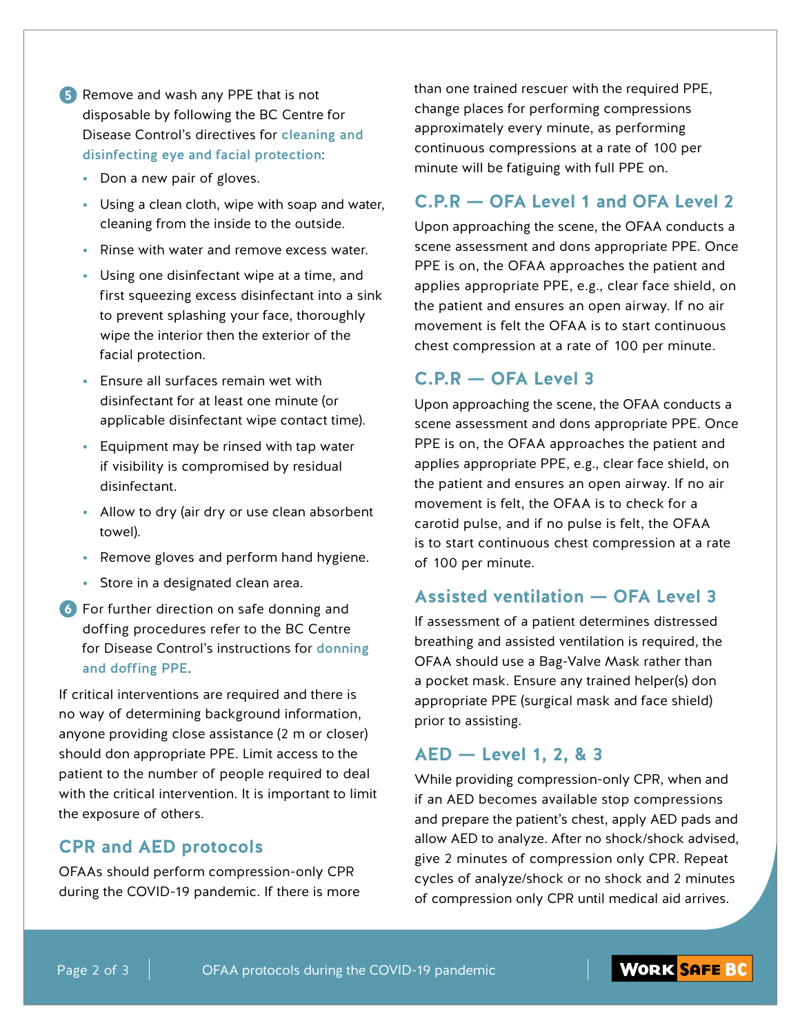5. Remove and wash any PPE that is not disposable by following the BC Centre for Disease Control's directives for cleaning and disinfecting eye and facial protection:
   - Don a new pair of gloves.
   - Using a clean cloth, wipe with soap and water, cleaning from the inside to the outside.
   - Rinse with water and remove excess water.
   - Using one disinfectant wipe at a time, and first squeezing excess disinfectant into a sink to prevent splashing your face, thoroughly wipe the interior then the exterior of the facial protection.
   - Ensure all surfaces remain wet with disinfectant for at least one minute (or applicable disinfectant wipe contact time).
   - Equipment may be rinsed with tap water if visibility is compromised by residual disinfectant.
   - Allow to dry (air dry or use clean absorbent towel).
   - Remove gloves and perform hand hygiene.
   - Store in a designated clean area.
6. For further direction on safe donning and doffing procedures refer to the BC Centre for Disease Control's instructions for donning and doffing PPE.

If critical interventions are required and there is no way of determining background information, anyone providing close assistance (2 m or closer) should don appropriate PPE. Limit access to the patient to the number of people required to deal with the critical intervention. It is important to limit the exposure of others.

## CPR and AED protocols

OFAAs should perform compression-only CPR during the COVID-19 pandemic. If there is more than one trained rescuer with the required PPE, change places for performing compressions approximately every minute, as performing continuous compressions at a rate of 100 per minute will be fatiguing with full PPE on.

## C.P.R — OFA Level 1 and OFA Level 2

Upon approaching the scene, the OFAA conducts a scene assessment and dons appropriate PPE. Once PPE is on, the OFAA approaches the patient and applies appropriate PPE, e.g., clear face shield, on the patient and ensures an open airway. If no air movement is felt the OFAA is to start continuous chest compression at a rate of 100 per minute.

## C.P.R — OFA Level 3

Upon approaching the scene, the OFAA conducts a scene assessment and dons appropriate PPE. Once PPE is on, the OFAA approaches the patient and applies appropriate PPE, e.g., clear face shield, on the patient and ensures an open airway. If no air movement is felt, the OFAA is to check for a carotid pulse, and if no pulse is felt, the OFAA is to start continuous chest compression at a rate of 100 per minute.

## Assisted ventilation — OFA Level 3

If assessment of a patient determines distressed breathing and assisted ventilation is required, the OFAA should use a Bag-Valve Mask rather than a pocket mask. Ensure any trained helper(s) don appropriate PPE (surgical mask and face shield) prior to assisting.

## AED — Level 1, 2, & 3

While providing compression-only CPR, when and if an AED becomes available stop compressions and prepare the patient's chest, apply AED pads and allow AED to analyze. After no shock/shock advised, give 2 minutes of compression only CPR. Repeat cycles of analyze/shock or no shock and 2 minutes of compression only CPR until medical aid arrives.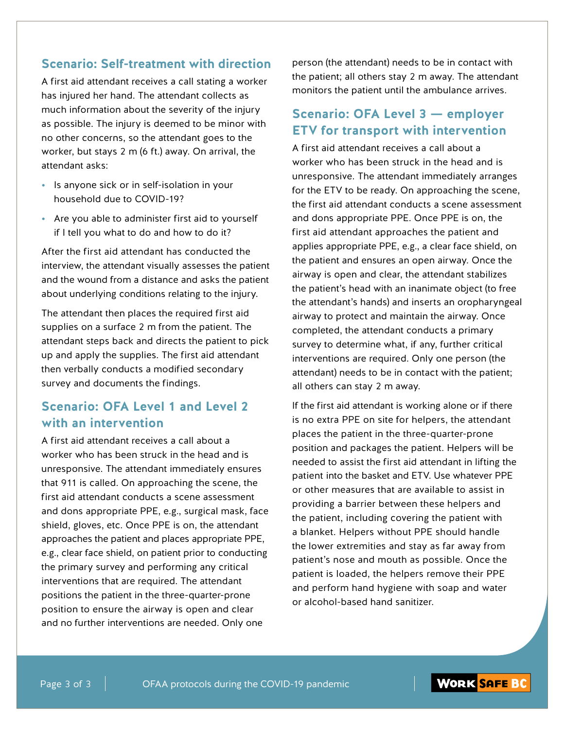## Scenario: Self-treatment with direction

A first aid attendant receives a call stating a worker has injured her hand. The attendant collects as much information about the severity of the injury as possible. The injury is deemed to be minor with no other concerns, so the attendant goes to the worker, but stays 2 m (6 ft.) away. On arrival, the attendant asks:

- Is anyone sick or in self-isolation in your household due to COVID-19?
- Are you able to administer first aid to yourself if I tell you what to do and how to do it?

After the first aid attendant has conducted the interview, the attendant visually assesses the patient and the wound from a distance and asks the patient about underlying conditions relating to the injury.

The attendant then places the required first aid supplies on a surface 2 m from the patient. The attendant steps back and directs the patient to pick up and apply the supplies. The first aid attendant then verbally conducts a modified secondary survey and documents the findings.

## Scenario: OFA Level 1 and Level 2 with an intervention

A first aid attendant receives a call about a worker who has been struck in the head and is unresponsive. The attendant immediately ensures that 911 is called. On approaching the scene, the first aid attendant conducts a scene assessment and dons appropriate PPE, e.g., surgical mask, face shield, gloves, etc. Once PPE is on, the attendant approaches the patient and places appropriate PPE, e.g., clear face shield, on patient prior to conducting the primary survey and performing any critical interventions that are required. The attendant positions the patient in the three-quarter-prone position to ensure the airway is open and clear and no further interventions are needed. Only one person (the attendant) needs to be in contact with the patient; all others stay 2 m away. The attendant monitors the patient until the ambulance arrives.

## Scenario: OFA Level 3 — employer ETV for transport with intervention

A first aid attendant receives a call about a worker who has been struck in the head and is unresponsive. The attendant immediately arranges for the ETV to be ready. On approaching the scene, the first aid attendant conducts a scene assessment and dons appropriate PPE. Once PPE is on, the first aid attendant approaches the patient and applies appropriate PPE, e.g., a clear face shield, on the patient and ensures an open airway. Once the airway is open and clear, the attendant stabilizes the patient's head with an inanimate object (to free the attendant's hands) and inserts an oropharyngeal airway to protect and maintain the airway. Once completed, the attendant conducts a primary survey to determine what, if any, further critical interventions are required. Only one person (the attendant) needs to be in contact with the patient; all others can stay 2 m away.

If the first aid attendant is working alone or if there is no extra PPE on site for helpers, the attendant places the patient in the three-quarter-prone position and packages the patient. Helpers will be needed to assist the first aid attendant in lifting the patient into the basket and ETV. Use whatever PPE or other measures that are available to assist in providing a barrier between these helpers and the patient, including covering the patient with a blanket. Helpers without PPE should handle the lower extremities and stay as far away from patient's nose and mouth as possible. Once the patient is loaded, the helpers remove their PPE and perform hand hygiene with soap and water or alcohol-based hand sanitizer.